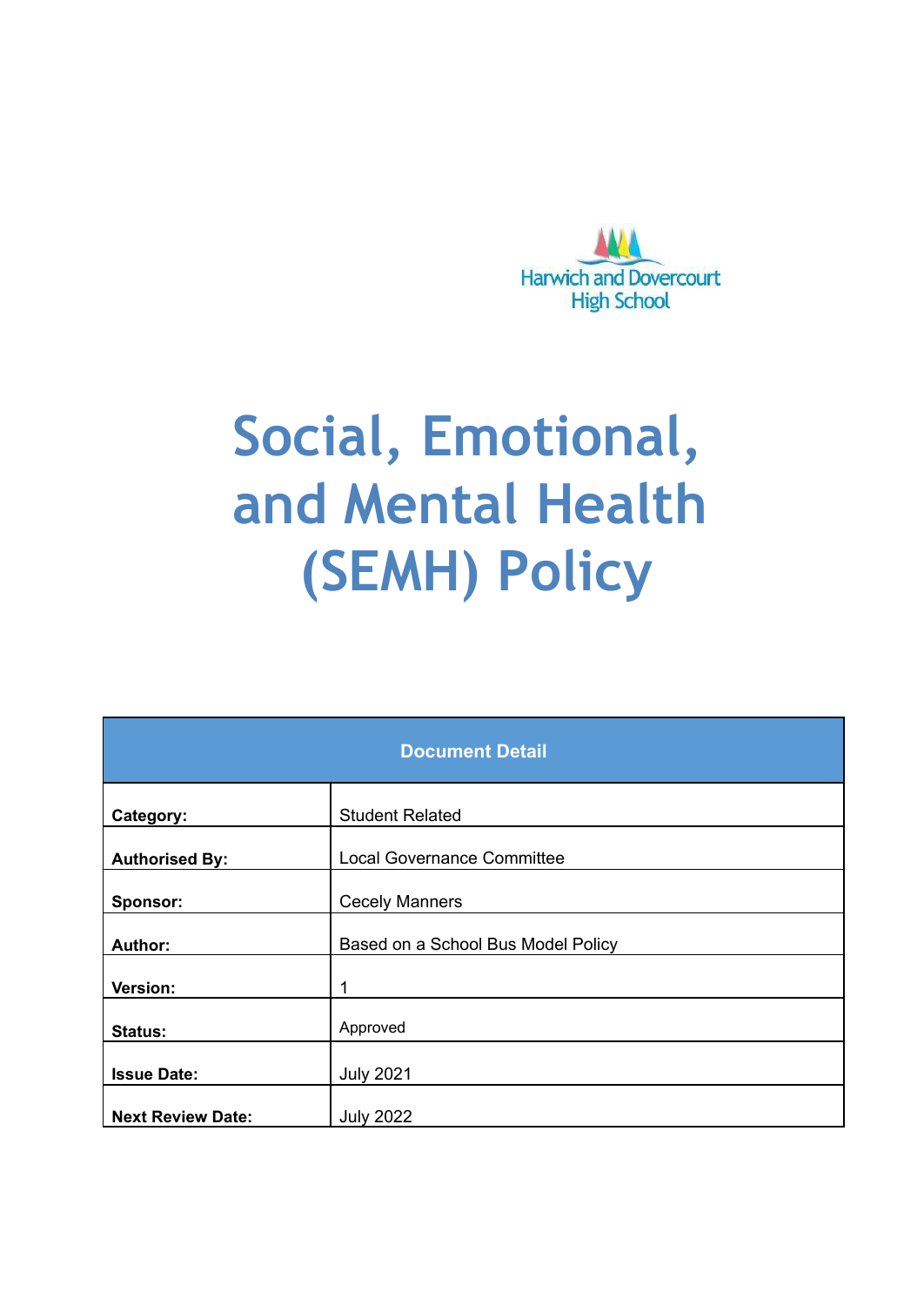Harwich and Dovercourt High School

# Social, Emotional, and Mental Health (SEMH) Policy

| Document Detail | |
|---|---|
| **Category:** | Student Related |
| **Authorised By:** | Local Governance Committee |
| **Sponsor:** | Cecely Manners |
| **Author:** | Based on a School Bus Model Policy |
| **Version:** | 1 |
| **Status:** | Approved |
| **Issue Date:** | July 2021 |
| **Next Review Date:** | July 2022 |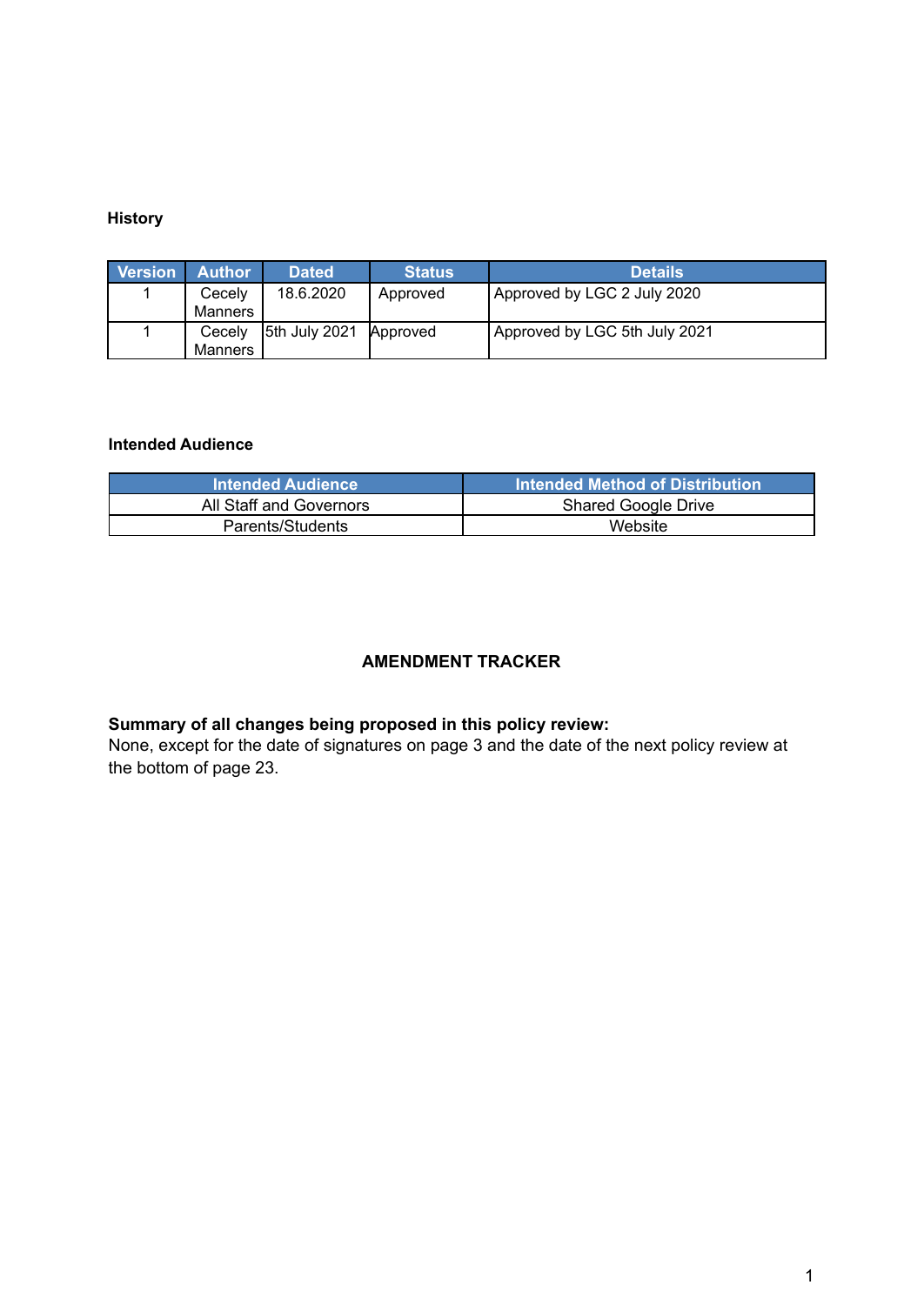**History**

| Version | Author | Dated | Status | Details |
|---|---|---|---|---|
| 1 | Cecely Manners | 18.6.2020 | Approved | Approved by LGC 2 July 2020 |
| 1 | Cecely Manners | 5th July 2021 | Approved | Approved by LGC 5th July 2021 |

**Intended Audience**

| Intended Audience | Intended Method of Distribution |
|---|---|
| All Staff and Governors | Shared Google Drive |
| Parents/Students | Website |

**AMENDMENT TRACKER**

**Summary of all changes being proposed in this policy review:**
None, except for the date of signatures on page 3 and the date of the next policy review at the bottom of page 23.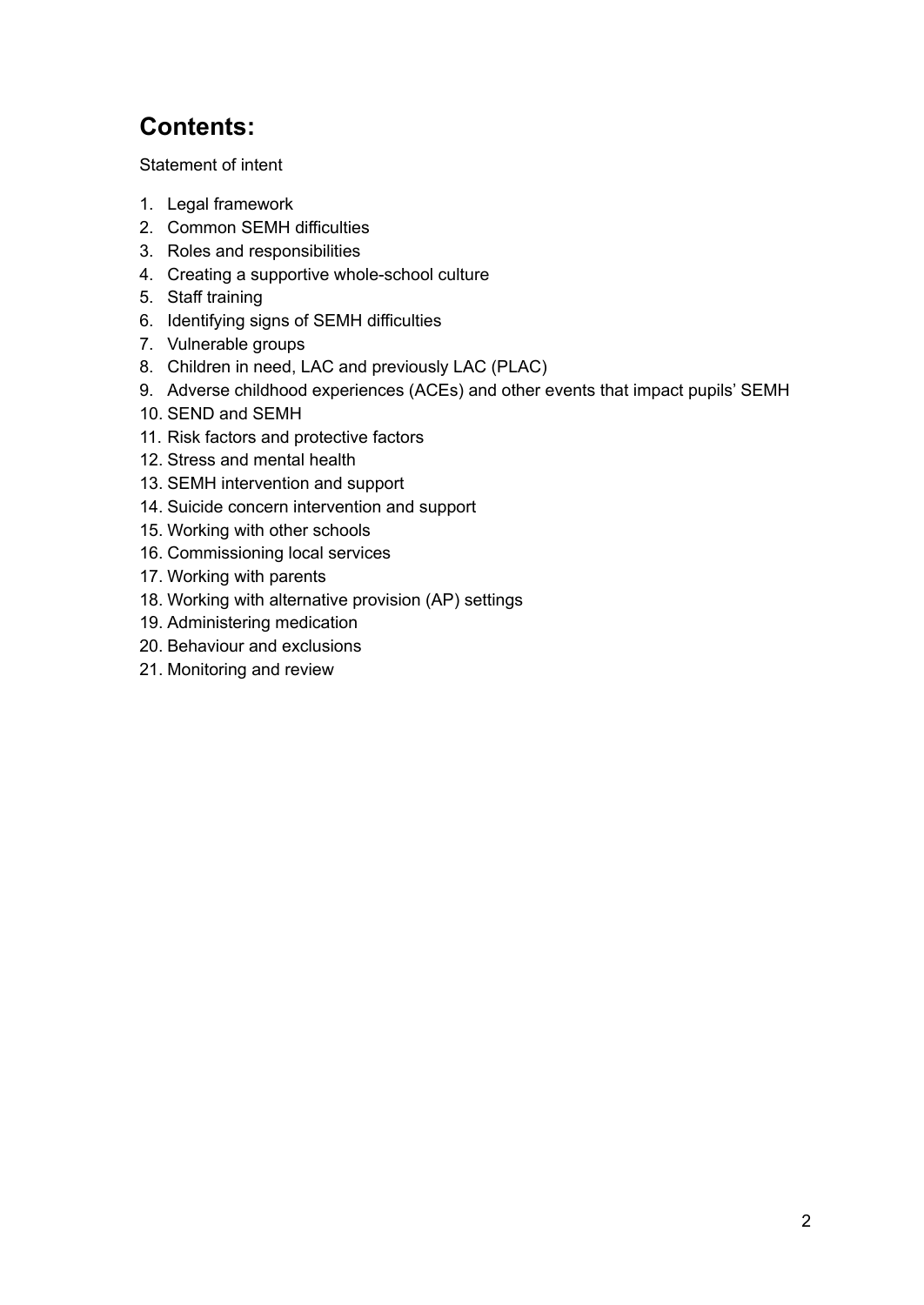## Contents:

Statement of intent

1. Legal framework
2. Common SEMH difficulties
3. Roles and responsibilities
4. Creating a supportive whole-school culture
5. Staff training
6. Identifying signs of SEMH difficulties
7. Vulnerable groups
8. Children in need, LAC and previously LAC (PLAC)
9. Adverse childhood experiences (ACEs) and other events that impact pupils' SEMH
10. SEND and SEMH
11. Risk factors and protective factors
12. Stress and mental health
13. SEMH intervention and support
14. Suicide concern intervention and support
15. Working with other schools
16. Commissioning local services
17. Working with parents
18. Working with alternative provision (AP) settings
19. Administering medication
20. Behaviour and exclusions
21. Monitoring and review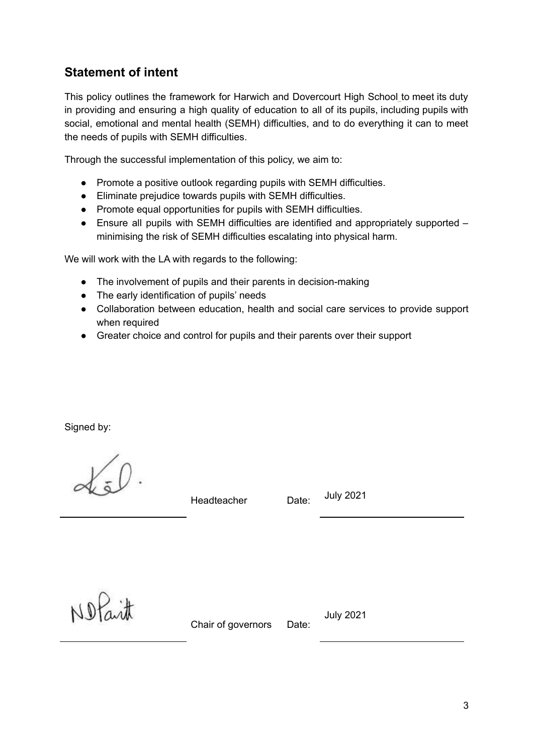## Statement of intent

This policy outlines the framework for Harwich and Dovercourt High School to meet its duty in providing and ensuring a high quality of education to all of its pupils, including pupils with social, emotional and mental health (SEMH) difficulties, and to do everything it can to meet the needs of pupils with SEMH difficulties.

Through the successful implementation of this policy, we aim to:

- Promote a positive outlook regarding pupils with SEMH difficulties.
- Eliminate prejudice towards pupils with SEMH difficulties.
- Promote equal opportunities for pupils with SEMH difficulties.
- Ensure all pupils with SEMH difficulties are identified and appropriately supported – minimising the risk of SEMH difficulties escalating into physical harm.

We will work with the LA with regards to the following:

- The involvement of pupils and their parents in decision-making
- The early identification of pupils' needs
- Collaboration between education, health and social care services to provide support when required
- Greater choice and control for pupils and their parents over their support

Signed by:

| | | | |
|---|---|---|---|
| | Headteacher | Date: | July 2021 |
| | Chair of governors | Date: | July 2021 |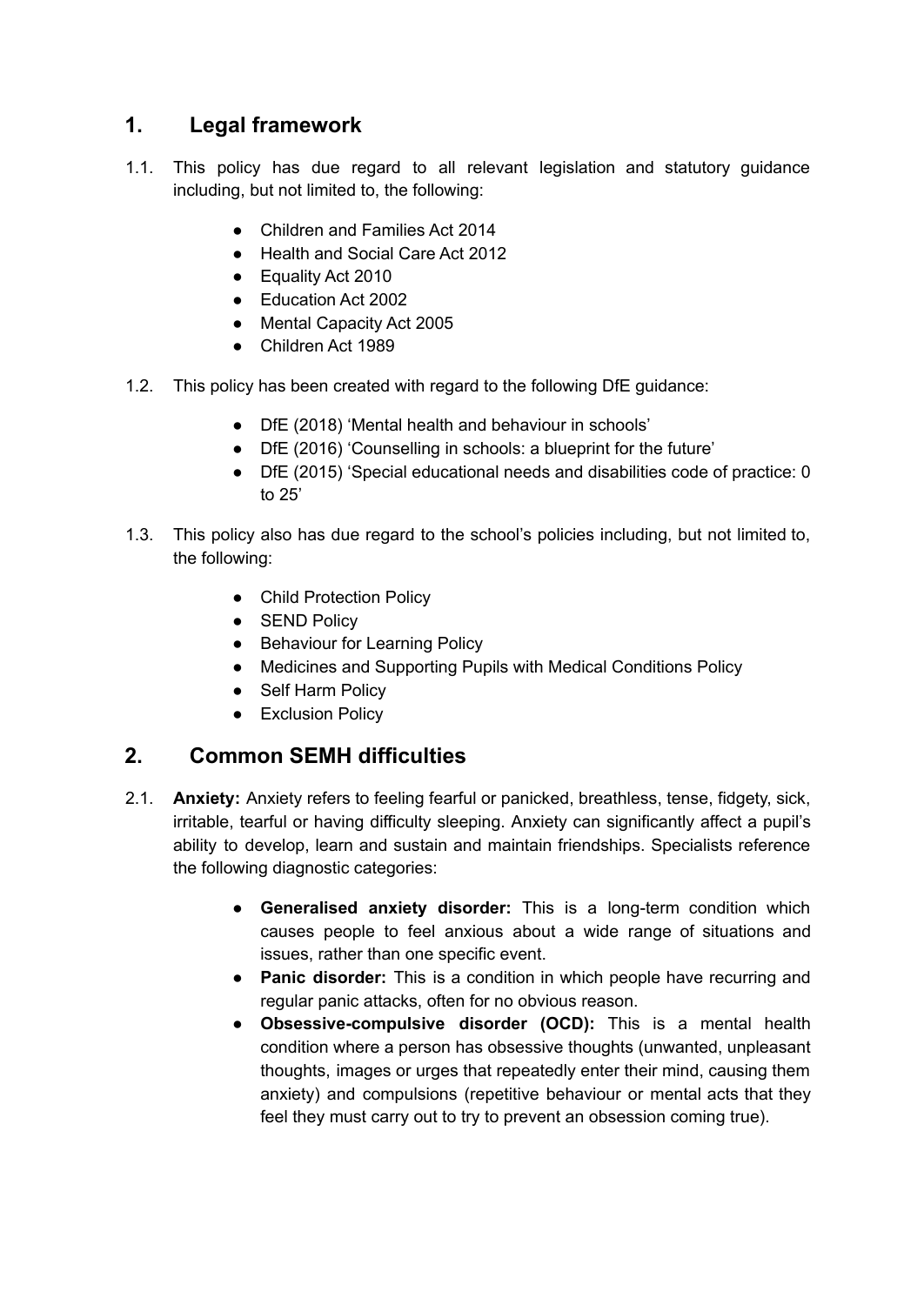## 1. Legal framework

1.1. This policy has due regard to all relevant legislation and statutory guidance including, but not limited to, the following:

- Children and Families Act 2014
- Health and Social Care Act 2012
- Equality Act 2010
- Education Act 2002
- Mental Capacity Act 2005
- Children Act 1989

1.2. This policy has been created with regard to the following DfE guidance:

- DfE (2018) 'Mental health and behaviour in schools'
- DfE (2016) 'Counselling in schools: a blueprint for the future'
- DfE (2015) 'Special educational needs and disabilities code of practice: 0 to 25'

1.3. This policy also has due regard to the school's policies including, but not limited to, the following:

- Child Protection Policy
- SEND Policy
- Behaviour for Learning Policy
- Medicines and Supporting Pupils with Medical Conditions Policy
- Self Harm Policy
- Exclusion Policy

## 2. Common SEMH difficulties

2.1. **Anxiety:** Anxiety refers to feeling fearful or panicked, breathless, tense, fidgety, sick, irritable, tearful or having difficulty sleeping. Anxiety can significantly affect a pupil's ability to develop, learn and sustain and maintain friendships. Specialists reference the following diagnostic categories:

- **Generalised anxiety disorder:** This is a long-term condition which causes people to feel anxious about a wide range of situations and issues, rather than one specific event.
- **Panic disorder:** This is a condition in which people have recurring and regular panic attacks, often for no obvious reason.
- **Obsessive-compulsive disorder (OCD):** This is a mental health condition where a person has obsessive thoughts (unwanted, unpleasant thoughts, images or urges that repeatedly enter their mind, causing them anxiety) and compulsions (repetitive behaviour or mental acts that they feel they must carry out to try to prevent an obsession coming true).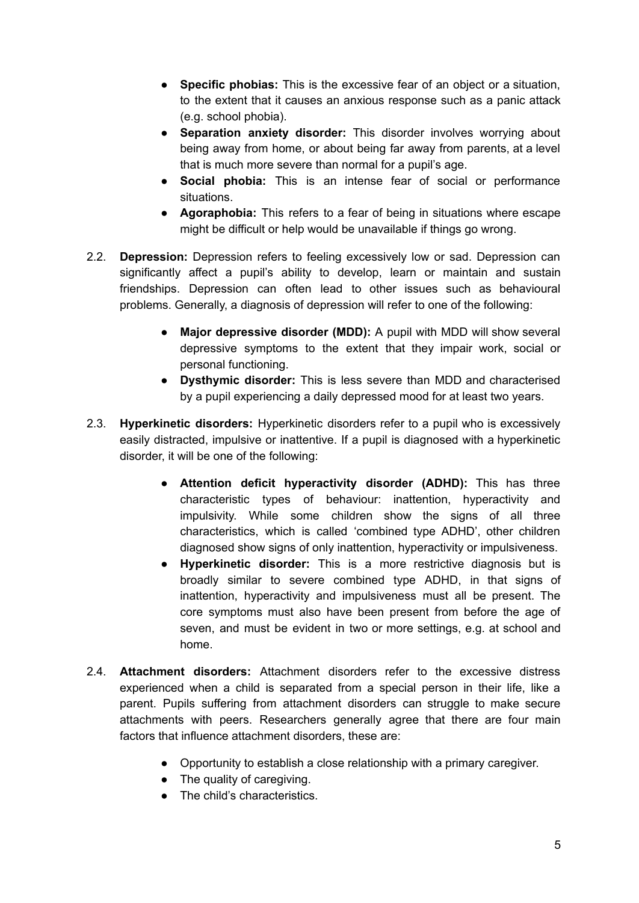- **Specific phobias:** This is the excessive fear of an object or a situation, to the extent that it causes an anxious response such as a panic attack (e.g. school phobia).
- **Separation anxiety disorder:** This disorder involves worrying about being away from home, or about being far away from parents, at a level that is much more severe than normal for a pupil's age.
- **Social phobia:** This is an intense fear of social or performance situations.
- **Agoraphobia:** This refers to a fear of being in situations where escape might be difficult or help would be unavailable if things go wrong.

2.2. **Depression:** Depression refers to feeling excessively low or sad. Depression can significantly affect a pupil's ability to develop, learn or maintain and sustain friendships. Depression can often lead to other issues such as behavioural problems. Generally, a diagnosis of depression will refer to one of the following:

- **Major depressive disorder (MDD):** A pupil with MDD will show several depressive symptoms to the extent that they impair work, social or personal functioning.
- **Dysthymic disorder:** This is less severe than MDD and characterised by a pupil experiencing a daily depressed mood for at least two years.

2.3. **Hyperkinetic disorders:** Hyperkinetic disorders refer to a pupil who is excessively easily distracted, impulsive or inattentive. If a pupil is diagnosed with a hyperkinetic disorder, it will be one of the following:

- **Attention deficit hyperactivity disorder (ADHD):** This has three characteristic types of behaviour: inattention, hyperactivity and impulsivity. While some children show the signs of all three characteristics, which is called 'combined type ADHD', other children diagnosed show signs of only inattention, hyperactivity or impulsiveness.
- **Hyperkinetic disorder:** This is a more restrictive diagnosis but is broadly similar to severe combined type ADHD, in that signs of inattention, hyperactivity and impulsiveness must all be present. The core symptoms must also have been present from before the age of seven, and must be evident in two or more settings, e.g. at school and home.

2.4. **Attachment disorders:** Attachment disorders refer to the excessive distress experienced when a child is separated from a special person in their life, like a parent. Pupils suffering from attachment disorders can struggle to make secure attachments with peers. Researchers generally agree that there are four main factors that influence attachment disorders, these are:

- Opportunity to establish a close relationship with a primary caregiver.
- The quality of caregiving.
- The child's characteristics.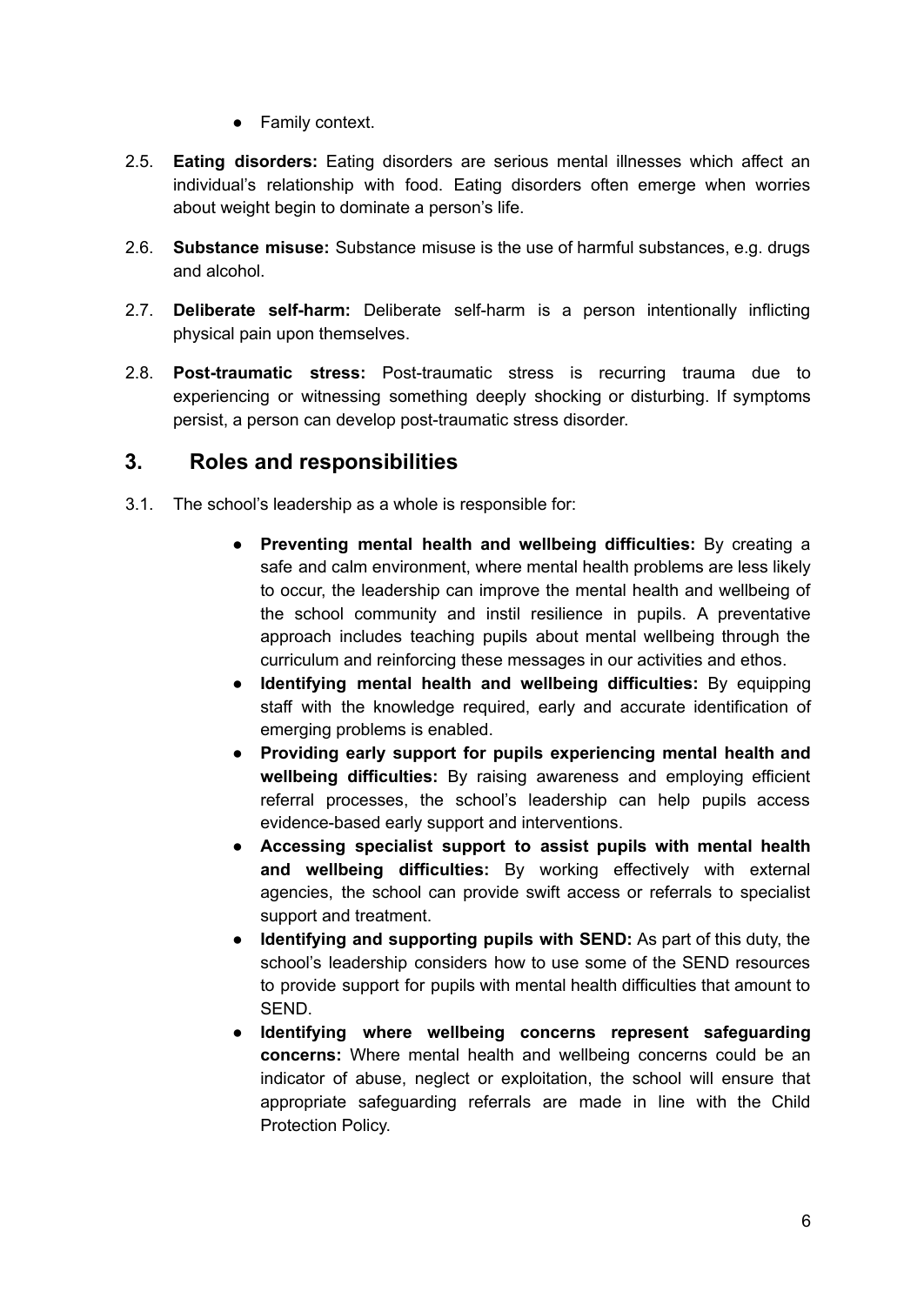- Family context.

2.5. **Eating disorders:** Eating disorders are serious mental illnesses which affect an individual's relationship with food. Eating disorders often emerge when worries about weight begin to dominate a person's life.

2.6. **Substance misuse:** Substance misuse is the use of harmful substances, e.g. drugs and alcohol.

2.7. **Deliberate self-harm:** Deliberate self-harm is a person intentionally inflicting physical pain upon themselves.

2.8. **Post-traumatic stress:** Post-traumatic stress is recurring trauma due to experiencing or witnessing something deeply shocking or disturbing. If symptoms persist, a person can develop post-traumatic stress disorder.

## 3. Roles and responsibilities

3.1. The school's leadership as a whole is responsible for:

- **Preventing mental health and wellbeing difficulties:** By creating a safe and calm environment, where mental health problems are less likely to occur, the leadership can improve the mental health and wellbeing of the school community and instil resilience in pupils. A preventative approach includes teaching pupils about mental wellbeing through the curriculum and reinforcing these messages in our activities and ethos.
- **Identifying mental health and wellbeing difficulties:** By equipping staff with the knowledge required, early and accurate identification of emerging problems is enabled.
- **Providing early support for pupils experiencing mental health and wellbeing difficulties:** By raising awareness and employing efficient referral processes, the school's leadership can help pupils access evidence-based early support and interventions.
- **Accessing specialist support to assist pupils with mental health and wellbeing difficulties:** By working effectively with external agencies, the school can provide swift access or referrals to specialist support and treatment.
- **Identifying and supporting pupils with SEND:** As part of this duty, the school's leadership considers how to use some of the SEND resources to provide support for pupils with mental health difficulties that amount to SEND.
- **Identifying where wellbeing concerns represent safeguarding concerns:** Where mental health and wellbeing concerns could be an indicator of abuse, neglect or exploitation, the school will ensure that appropriate safeguarding referrals are made in line with the Child Protection Policy.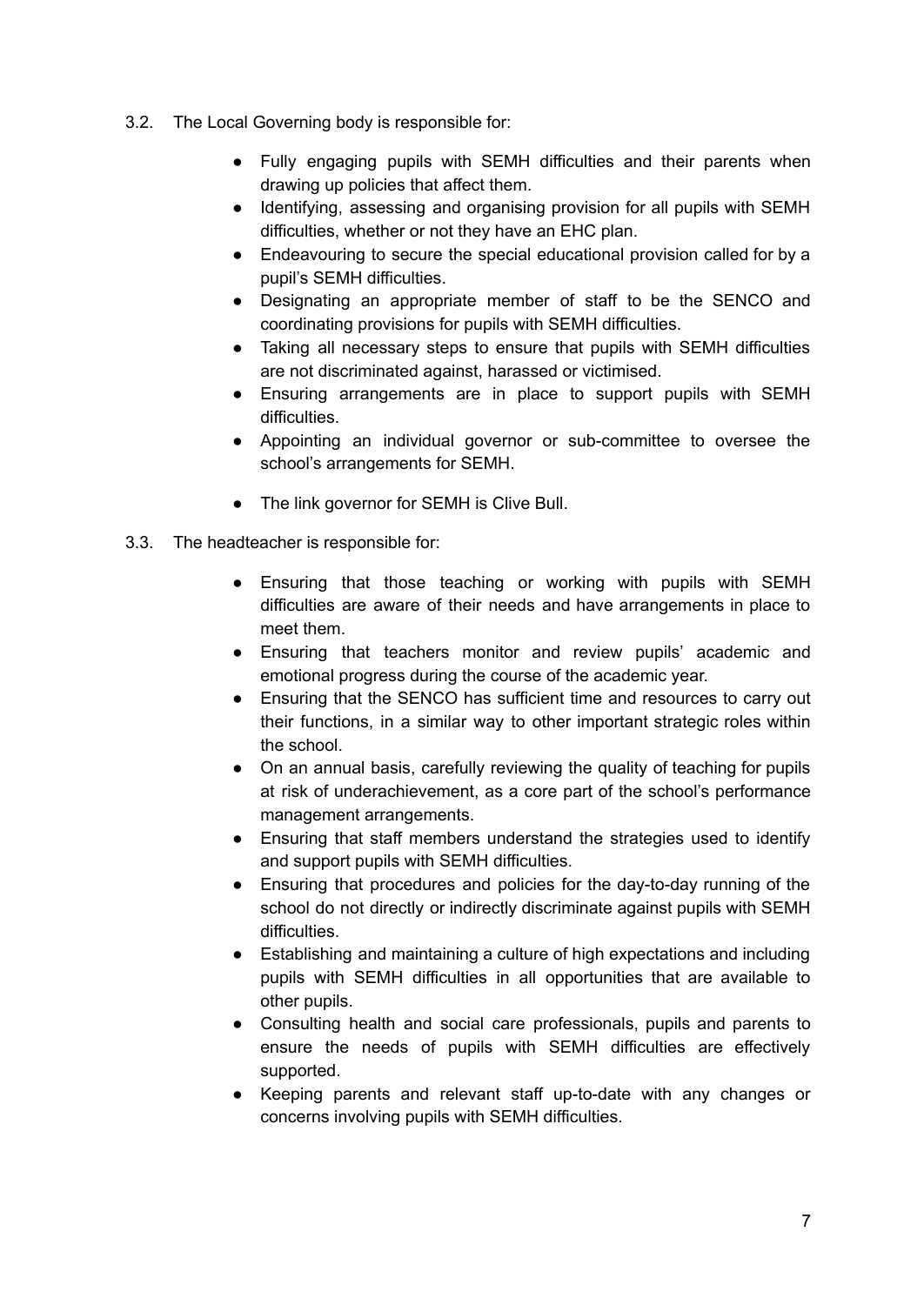3.2. The Local Governing body is responsible for:

- Fully engaging pupils with SEMH difficulties and their parents when drawing up policies that affect them.
- Identifying, assessing and organising provision for all pupils with SEMH difficulties, whether or not they have an EHC plan.
- Endeavouring to secure the special educational provision called for by a pupil's SEMH difficulties.
- Designating an appropriate member of staff to be the SENCO and coordinating provisions for pupils with SEMH difficulties.
- Taking all necessary steps to ensure that pupils with SEMH difficulties are not discriminated against, harassed or victimised.
- Ensuring arrangements are in place to support pupils with SEMH difficulties.
- Appointing an individual governor or sub-committee to oversee the school's arrangements for SEMH.

- The link governor for SEMH is Clive Bull.

3.3. The headteacher is responsible for:

- Ensuring that those teaching or working with pupils with SEMH difficulties are aware of their needs and have arrangements in place to meet them.
- Ensuring that teachers monitor and review pupils' academic and emotional progress during the course of the academic year.
- Ensuring that the SENCO has sufficient time and resources to carry out their functions, in a similar way to other important strategic roles within the school.
- On an annual basis, carefully reviewing the quality of teaching for pupils at risk of underachievement, as a core part of the school's performance management arrangements.
- Ensuring that staff members understand the strategies used to identify and support pupils with SEMH difficulties.
- Ensuring that procedures and policies for the day-to-day running of the school do not directly or indirectly discriminate against pupils with SEMH difficulties.
- Establishing and maintaining a culture of high expectations and including pupils with SEMH difficulties in all opportunities that are available to other pupils.
- Consulting health and social care professionals, pupils and parents to ensure the needs of pupils with SEMH difficulties are effectively supported.
- Keeping parents and relevant staff up-to-date with any changes or concerns involving pupils with SEMH difficulties.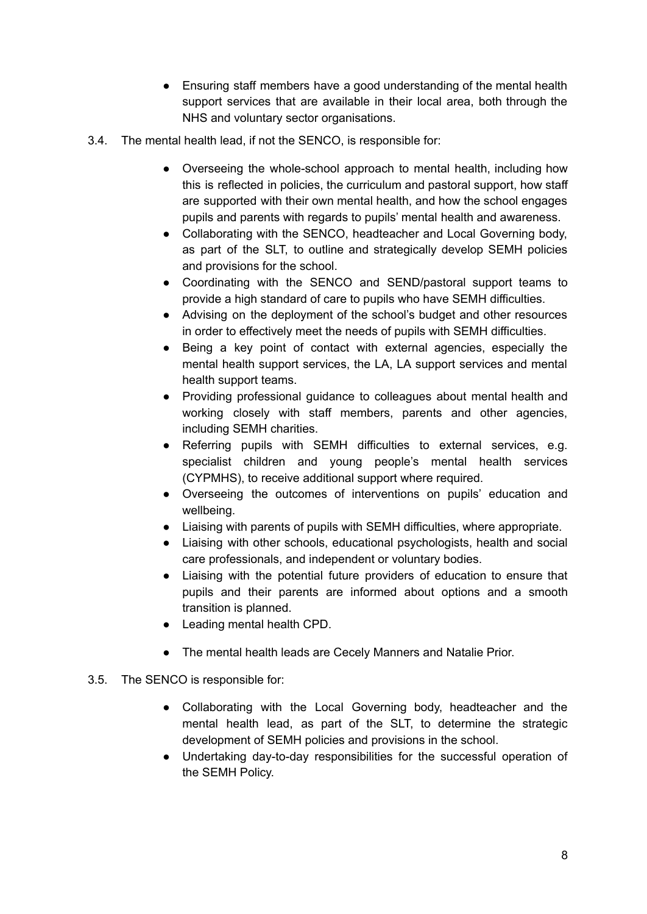- Ensuring staff members have a good understanding of the mental health support services that are available in their local area, both through the NHS and voluntary sector organisations.

3.4. The mental health lead, if not the SENCO, is responsible for:

- Overseeing the whole-school approach to mental health, including how this is reflected in policies, the curriculum and pastoral support, how staff are supported with their own mental health, and how the school engages pupils and parents with regards to pupils' mental health and awareness.
- Collaborating with the SENCO, headteacher and Local Governing body, as part of the SLT, to outline and strategically develop SEMH policies and provisions for the school.
- Coordinating with the SENCO and SEND/pastoral support teams to provide a high standard of care to pupils who have SEMH difficulties.
- Advising on the deployment of the school's budget and other resources in order to effectively meet the needs of pupils with SEMH difficulties.
- Being a key point of contact with external agencies, especially the mental health support services, the LA, LA support services and mental health support teams.
- Providing professional guidance to colleagues about mental health and working closely with staff members, parents and other agencies, including SEMH charities.
- Referring pupils with SEMH difficulties to external services, e.g. specialist children and young people's mental health services (CYPMHS), to receive additional support where required.
- Overseeing the outcomes of interventions on pupils' education and wellbeing.
- Liaising with parents of pupils with SEMH difficulties, where appropriate.
- Liaising with other schools, educational psychologists, health and social care professionals, and independent or voluntary bodies.
- Liaising with the potential future providers of education to ensure that pupils and their parents are informed about options and a smooth transition is planned.
- Leading mental health CPD.

- The mental health leads are Cecely Manners and Natalie Prior.

3.5. The SENCO is responsible for:

- Collaborating with the Local Governing body, headteacher and the mental health lead, as part of the SLT, to determine the strategic development of SEMH policies and provisions in the school.
- Undertaking day-to-day responsibilities for the successful operation of the SEMH Policy.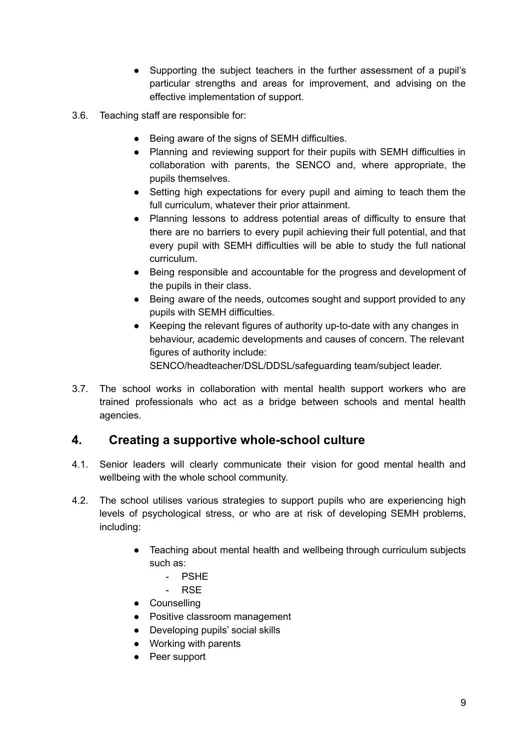- Supporting the subject teachers in the further assessment of a pupil's particular strengths and areas for improvement, and advising on the effective implementation of support.

3.6. Teaching staff are responsible for:

- Being aware of the signs of SEMH difficulties.
- Planning and reviewing support for their pupils with SEMH difficulties in collaboration with parents, the SENCO and, where appropriate, the pupils themselves.
- Setting high expectations for every pupil and aiming to teach them the full curriculum, whatever their prior attainment.
- Planning lessons to address potential areas of difficulty to ensure that there are no barriers to every pupil achieving their full potential, and that every pupil with SEMH difficulties will be able to study the full national curriculum.
- Being responsible and accountable for the progress and development of the pupils in their class.
- Being aware of the needs, outcomes sought and support provided to any pupils with SEMH difficulties.
- Keeping the relevant figures of authority up-to-date with any changes in behaviour, academic developments and causes of concern. The relevant figures of authority include: SENCO/headteacher/DSL/DDSL/safeguarding team/subject leader.

3.7. The school works in collaboration with mental health support workers who are trained professionals who act as a bridge between schools and mental health agencies.

## 4. Creating a supportive whole-school culture

4.1. Senior leaders will clearly communicate their vision for good mental health and wellbeing with the whole school community.

4.2. The school utilises various strategies to support pupils who are experiencing high levels of psychological stress, or who are at risk of developing SEMH problems, including:

- Teaching about mental health and wellbeing through curriculum subjects such as:
    - PSHE
    - RSE
- Counselling
- Positive classroom management
- Developing pupils' social skills
- Working with parents
- Peer support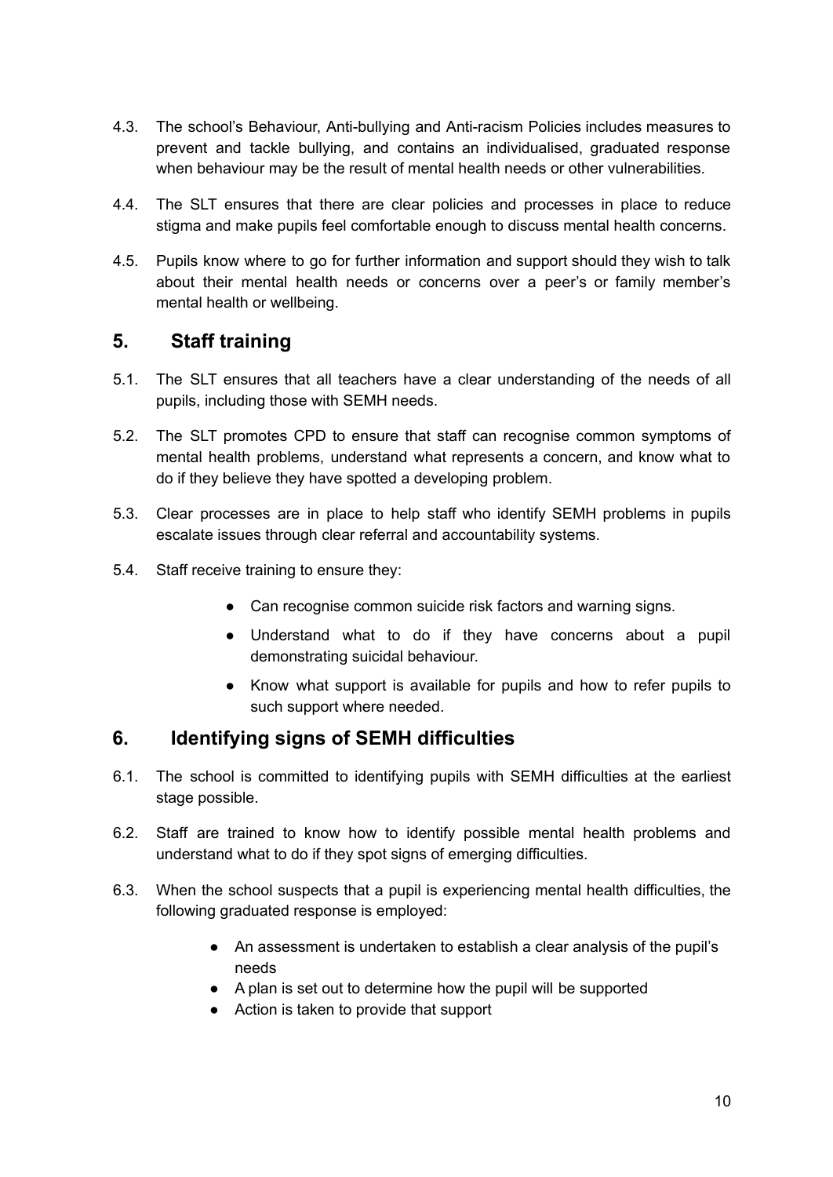4.3. The school's Behaviour, Anti-bullying and Anti-racism Policies includes measures to prevent and tackle bullying, and contains an individualised, graduated response when behaviour may be the result of mental health needs or other vulnerabilities.

4.4. The SLT ensures that there are clear policies and processes in place to reduce stigma and make pupils feel comfortable enough to discuss mental health concerns.

4.5. Pupils know where to go for further information and support should they wish to talk about their mental health needs or concerns over a peer's or family member's mental health or wellbeing.

## 5. Staff training

5.1. The SLT ensures that all teachers have a clear understanding of the needs of all pupils, including those with SEMH needs.

5.2. The SLT promotes CPD to ensure that staff can recognise common symptoms of mental health problems, understand what represents a concern, and know what to do if they believe they have spotted a developing problem.

5.3. Clear processes are in place to help staff who identify SEMH problems in pupils escalate issues through clear referral and accountability systems.

5.4. Staff receive training to ensure they:

- Can recognise common suicide risk factors and warning signs.
- Understand what to do if they have concerns about a pupil demonstrating suicidal behaviour.
- Know what support is available for pupils and how to refer pupils to such support where needed.

## 6. Identifying signs of SEMH difficulties

6.1. The school is committed to identifying pupils with SEMH difficulties at the earliest stage possible.

6.2. Staff are trained to know how to identify possible mental health problems and understand what to do if they spot signs of emerging difficulties.

6.3. When the school suspects that a pupil is experiencing mental health difficulties, the following graduated response is employed:

- An assessment is undertaken to establish a clear analysis of the pupil's needs
- A plan is set out to determine how the pupil will be supported
- Action is taken to provide that support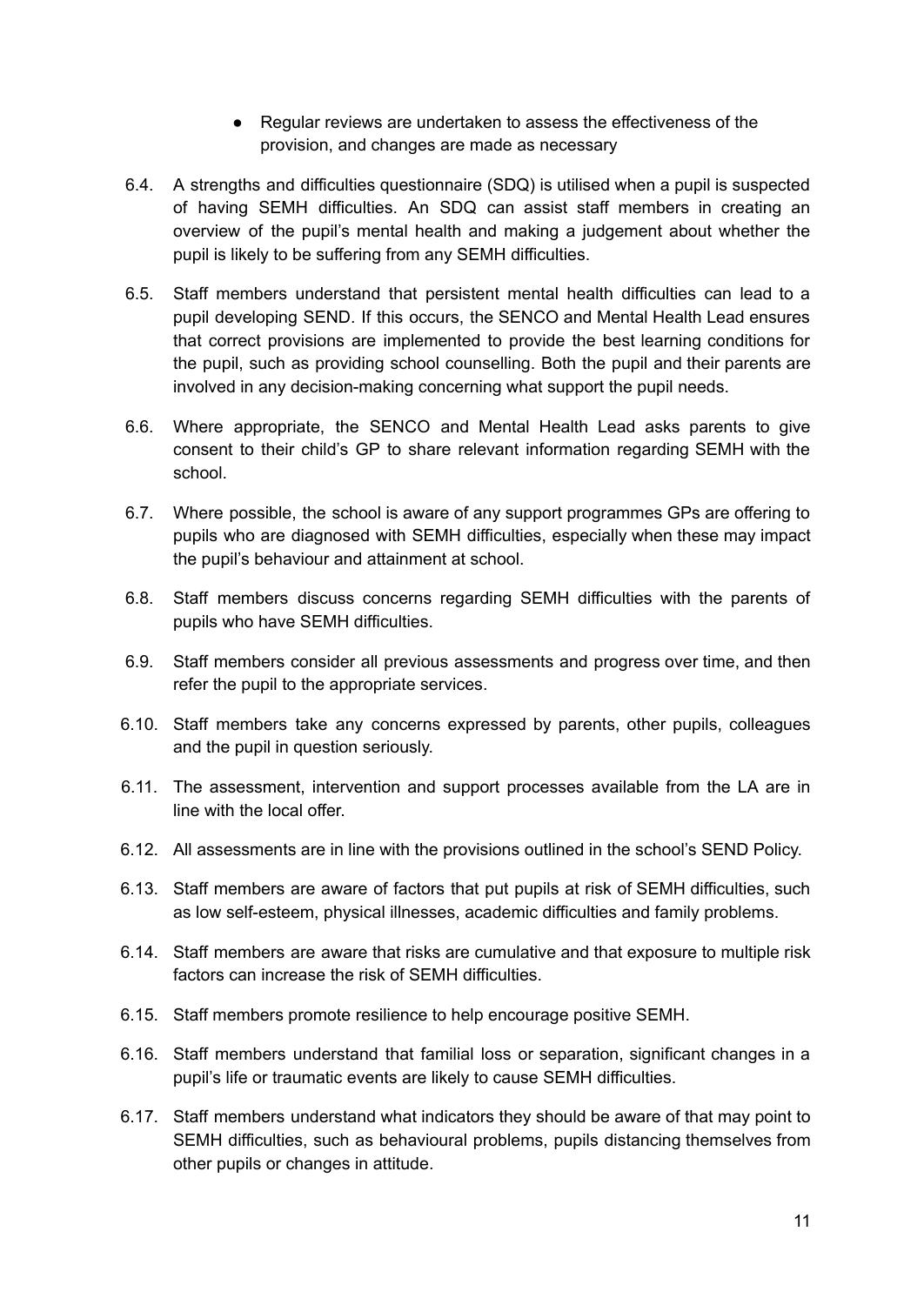- Regular reviews are undertaken to assess the effectiveness of the provision, and changes are made as necessary

6.4. A strengths and difficulties questionnaire (SDQ) is utilised when a pupil is suspected of having SEMH difficulties. An SDQ can assist staff members in creating an overview of the pupil's mental health and making a judgement about whether the pupil is likely to be suffering from any SEMH difficulties.

6.5. Staff members understand that persistent mental health difficulties can lead to a pupil developing SEND. If this occurs, the SENCO and Mental Health Lead ensures that correct provisions are implemented to provide the best learning conditions for the pupil, such as providing school counselling. Both the pupil and their parents are involved in any decision-making concerning what support the pupil needs.

6.6. Where appropriate, the SENCO and Mental Health Lead asks parents to give consent to their child's GP to share relevant information regarding SEMH with the school.

6.7. Where possible, the school is aware of any support programmes GPs are offering to pupils who are diagnosed with SEMH difficulties, especially when these may impact the pupil's behaviour and attainment at school.

6.8. Staff members discuss concerns regarding SEMH difficulties with the parents of pupils who have SEMH difficulties.

6.9. Staff members consider all previous assessments and progress over time, and then refer the pupil to the appropriate services.

6.10. Staff members take any concerns expressed by parents, other pupils, colleagues and the pupil in question seriously.

6.11. The assessment, intervention and support processes available from the LA are in line with the local offer.

6.12. All assessments are in line with the provisions outlined in the school's SEND Policy.

6.13. Staff members are aware of factors that put pupils at risk of SEMH difficulties, such as low self-esteem, physical illnesses, academic difficulties and family problems.

6.14. Staff members are aware that risks are cumulative and that exposure to multiple risk factors can increase the risk of SEMH difficulties.

6.15. Staff members promote resilience to help encourage positive SEMH.

6.16. Staff members understand that familial loss or separation, significant changes in a pupil's life or traumatic events are likely to cause SEMH difficulties.

6.17. Staff members understand what indicators they should be aware of that may point to SEMH difficulties, such as behavioural problems, pupils distancing themselves from other pupils or changes in attitude.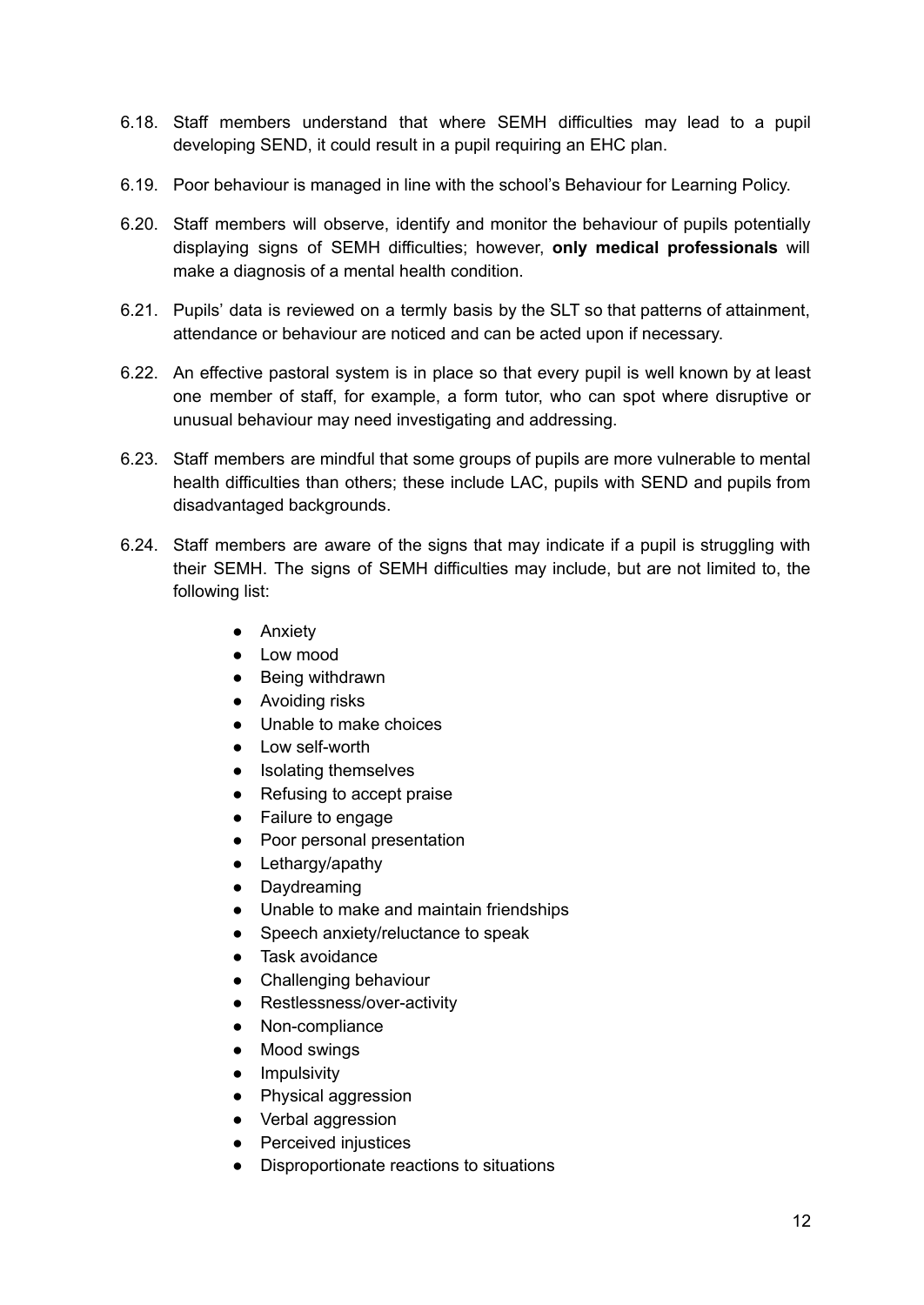6.18. Staff members understand that where SEMH difficulties may lead to a pupil developing SEND, it could result in a pupil requiring an EHC plan.

6.19. Poor behaviour is managed in line with the school's Behaviour for Learning Policy.

6.20. Staff members will observe, identify and monitor the behaviour of pupils potentially displaying signs of SEMH difficulties; however, **only medical professionals** will make a diagnosis of a mental health condition.

6.21. Pupils' data is reviewed on a termly basis by the SLT so that patterns of attainment, attendance or behaviour are noticed and can be acted upon if necessary.

6.22. An effective pastoral system is in place so that every pupil is well known by at least one member of staff, for example, a form tutor, who can spot where disruptive or unusual behaviour may need investigating and addressing.

6.23. Staff members are mindful that some groups of pupils are more vulnerable to mental health difficulties than others; these include LAC, pupils with SEND and pupils from disadvantaged backgrounds.

6.24. Staff members are aware of the signs that may indicate if a pupil is struggling with their SEMH. The signs of SEMH difficulties may include, but are not limited to, the following list:

- Anxiety
- Low mood
- Being withdrawn
- Avoiding risks
- Unable to make choices
- Low self-worth
- Isolating themselves
- Refusing to accept praise
- Failure to engage
- Poor personal presentation
- Lethargy/apathy
- Daydreaming
- Unable to make and maintain friendships
- Speech anxiety/reluctance to speak
- Task avoidance
- Challenging behaviour
- Restlessness/over-activity
- Non-compliance
- Mood swings
- Impulsivity
- Physical aggression
- Verbal aggression
- Perceived injustices
- Disproportionate reactions to situations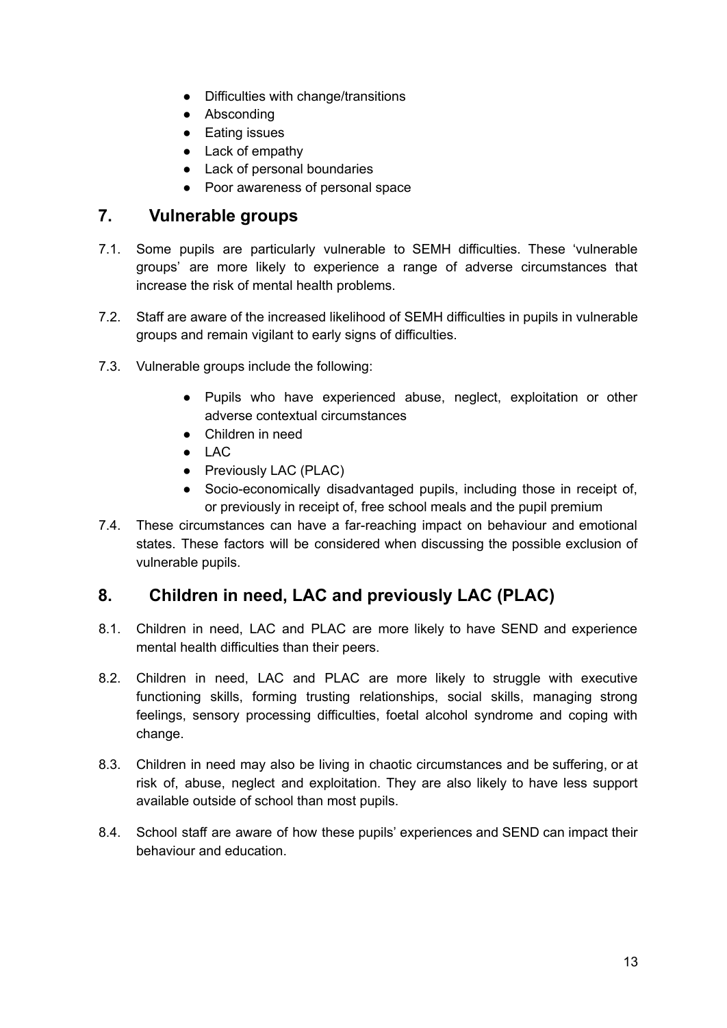- Difficulties with change/transitions
- Absconding
- Eating issues
- Lack of empathy
- Lack of personal boundaries
- Poor awareness of personal space

## 7. Vulnerable groups

7.1. Some pupils are particularly vulnerable to SEMH difficulties. These 'vulnerable groups' are more likely to experience a range of adverse circumstances that increase the risk of mental health problems.

7.2. Staff are aware of the increased likelihood of SEMH difficulties in pupils in vulnerable groups and remain vigilant to early signs of difficulties.

7.3. Vulnerable groups include the following:

- Pupils who have experienced abuse, neglect, exploitation or other adverse contextual circumstances
- Children in need
- LAC
- Previously LAC (PLAC)
- Socio-economically disadvantaged pupils, including those in receipt of, or previously in receipt of, free school meals and the pupil premium

7.4. These circumstances can have a far-reaching impact on behaviour and emotional states. These factors will be considered when discussing the possible exclusion of vulnerable pupils.

## 8. Children in need, LAC and previously LAC (PLAC)

8.1. Children in need, LAC and PLAC are more likely to have SEND and experience mental health difficulties than their peers.

8.2. Children in need, LAC and PLAC are more likely to struggle with executive functioning skills, forming trusting relationships, social skills, managing strong feelings, sensory processing difficulties, foetal alcohol syndrome and coping with change.

8.3. Children in need may also be living in chaotic circumstances and be suffering, or at risk of, abuse, neglect and exploitation. They are also likely to have less support available outside of school than most pupils.

8.4. School staff are aware of how these pupils' experiences and SEND can impact their behaviour and education.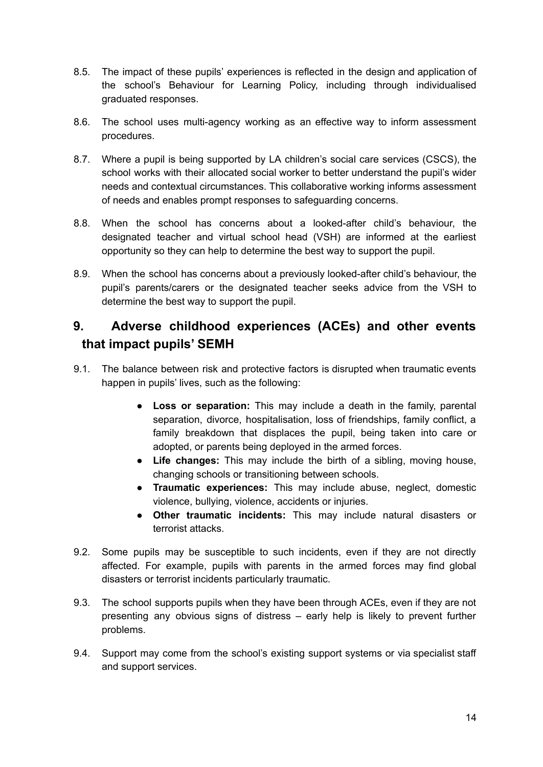8.5. The impact of these pupils' experiences is reflected in the design and application of the school's Behaviour for Learning Policy, including through individualised graduated responses.

8.6. The school uses multi-agency working as an effective way to inform assessment procedures.

8.7. Where a pupil is being supported by LA children's social care services (CSCS), the school works with their allocated social worker to better understand the pupil's wider needs and contextual circumstances. This collaborative working informs assessment of needs and enables prompt responses to safeguarding concerns.

8.8. When the school has concerns about a looked-after child's behaviour, the designated teacher and virtual school head (VSH) are informed at the earliest opportunity so they can help to determine the best way to support the pupil.

8.9. When the school has concerns about a previously looked-after child's behaviour, the pupil's parents/carers or the designated teacher seeks advice from the VSH to determine the best way to support the pupil.

## 9. Adverse childhood experiences (ACEs) and other events that impact pupils' SEMH

9.1. The balance between risk and protective factors is disrupted when traumatic events happen in pupils' lives, such as the following:

- **Loss or separation:** This may include a death in the family, parental separation, divorce, hospitalisation, loss of friendships, family conflict, a family breakdown that displaces the pupil, being taken into care or adopted, or parents being deployed in the armed forces.
- **Life changes:** This may include the birth of a sibling, moving house, changing schools or transitioning between schools.
- **Traumatic experiences:** This may include abuse, neglect, domestic violence, bullying, violence, accidents or injuries.
- **Other traumatic incidents:** This may include natural disasters or terrorist attacks.

9.2. Some pupils may be susceptible to such incidents, even if they are not directly affected. For example, pupils with parents in the armed forces may find global disasters or terrorist incidents particularly traumatic.

9.3. The school supports pupils when they have been through ACEs, even if they are not presenting any obvious signs of distress – early help is likely to prevent further problems.

9.4. Support may come from the school's existing support systems or via specialist staff and support services.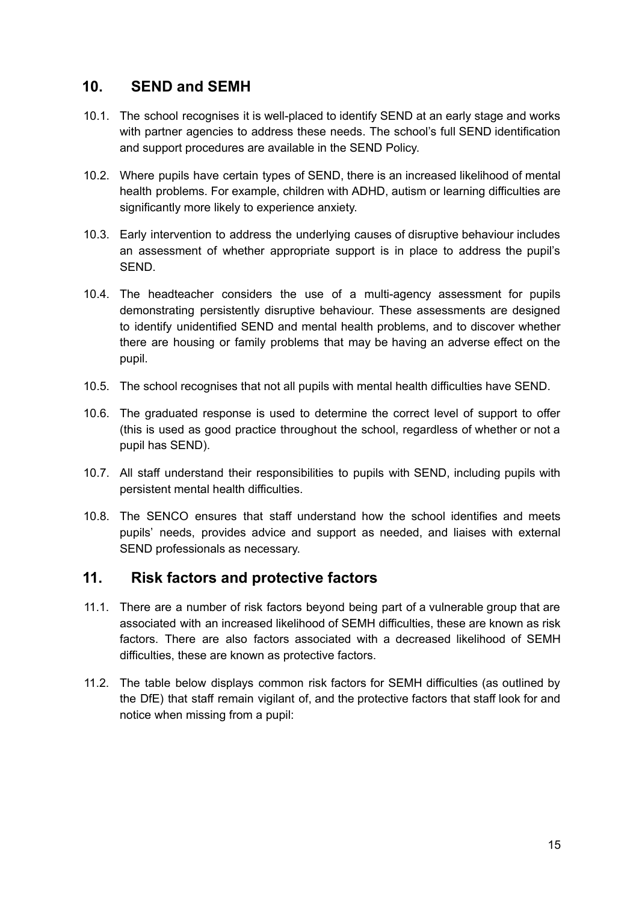## 10. SEND and SEMH

10.1. The school recognises it is well-placed to identify SEND at an early stage and works with partner agencies to address these needs. The school's full SEND identification and support procedures are available in the SEND Policy.

10.2. Where pupils have certain types of SEND, there is an increased likelihood of mental health problems. For example, children with ADHD, autism or learning difficulties are significantly more likely to experience anxiety.

10.3. Early intervention to address the underlying causes of disruptive behaviour includes an assessment of whether appropriate support is in place to address the pupil's SEND.

10.4. The headteacher considers the use of a multi-agency assessment for pupils demonstrating persistently disruptive behaviour. These assessments are designed to identify unidentified SEND and mental health problems, and to discover whether there are housing or family problems that may be having an adverse effect on the pupil.

10.5. The school recognises that not all pupils with mental health difficulties have SEND.

10.6. The graduated response is used to determine the correct level of support to offer (this is used as good practice throughout the school, regardless of whether or not a pupil has SEND).

10.7. All staff understand their responsibilities to pupils with SEND, including pupils with persistent mental health difficulties.

10.8. The SENCO ensures that staff understand how the school identifies and meets pupils' needs, provides advice and support as needed, and liaises with external SEND professionals as necessary.

## 11. Risk factors and protective factors

11.1. There are a number of risk factors beyond being part of a vulnerable group that are associated with an increased likelihood of SEMH difficulties, these are known as risk factors. There are also factors associated with a decreased likelihood of SEMH difficulties, these are known as protective factors.

11.2. The table below displays common risk factors for SEMH difficulties (as outlined by the DfE) that staff remain vigilant of, and the protective factors that staff look for and notice when missing from a pupil: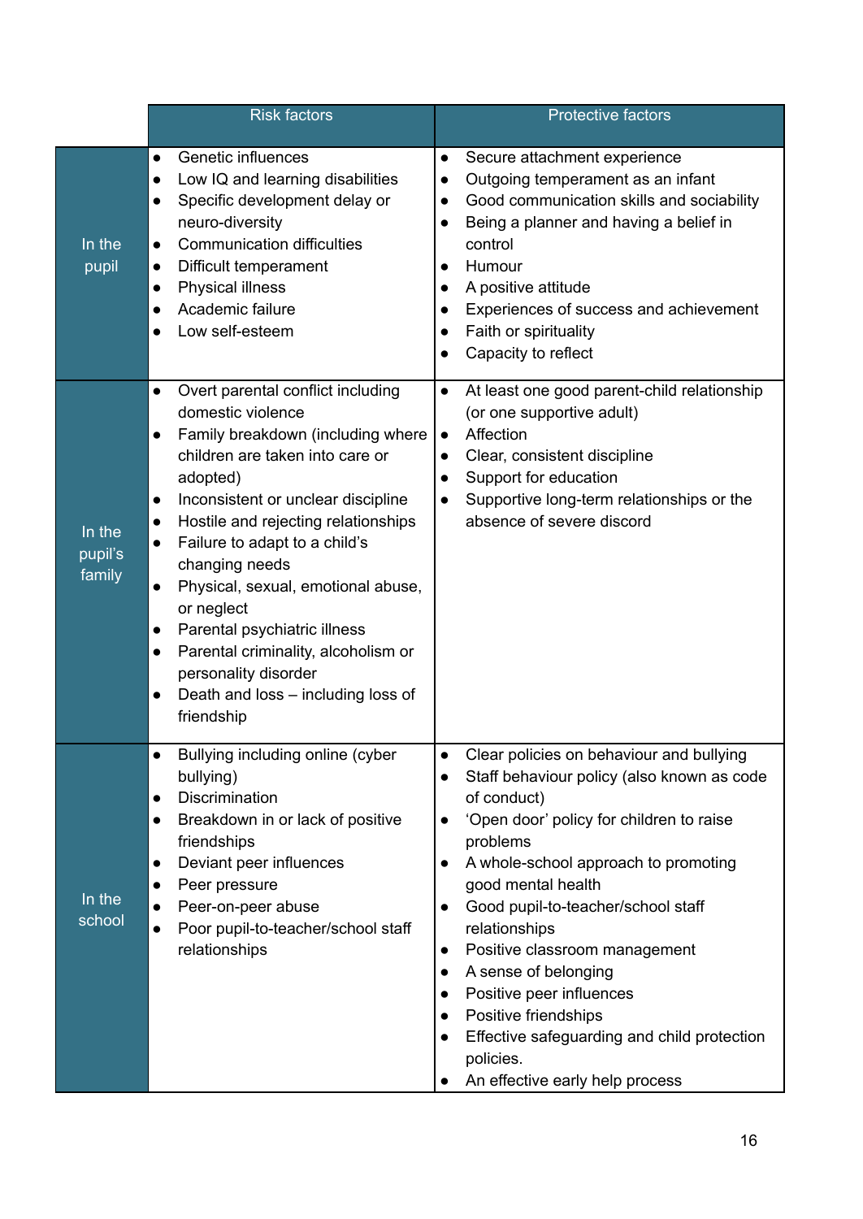|  | Risk factors | Protective factors |
|---|---|---|
| In the pupil | • Genetic influences<br>• Low IQ and learning disabilities<br>• Specific development delay or neuro-diversity<br>• Communication difficulties<br>• Difficult temperament<br>• Physical illness<br>• Academic failure<br>• Low self-esteem | • Secure attachment experience<br>• Outgoing temperament as an infant<br>• Good communication skills and sociability<br>• Being a planner and having a belief in control<br>• Humour<br>• A positive attitude<br>• Experiences of success and achievement<br>• Faith or spirituality<br>• Capacity to reflect |
| In the pupil's family | • Overt parental conflict including domestic violence<br>• Family breakdown (including where children are taken into care or adopted)<br>• Inconsistent or unclear discipline<br>• Hostile and rejecting relationships<br>• Failure to adapt to a child's changing needs<br>• Physical, sexual, emotional abuse, or neglect<br>• Parental psychiatric illness<br>• Parental criminality, alcoholism or personality disorder<br>• Death and loss – including loss of friendship | • At least one good parent-child relationship (or one supportive adult)<br>• Affection<br>• Clear, consistent discipline<br>• Support for education<br>• Supportive long-term relationships or the absence of severe discord |
| In the school | • Bullying including online (cyber bullying)<br>• Discrimination<br>• Breakdown in or lack of positive friendships<br>• Deviant peer influences<br>• Peer pressure<br>• Peer-on-peer abuse<br>• Poor pupil-to-teacher/school staff relationships | • Clear policies on behaviour and bullying<br>• Staff behaviour policy (also known as code of conduct)<br>• 'Open door' policy for children to raise problems<br>• A whole-school approach to promoting good mental health<br>• Good pupil-to-teacher/school staff relationships<br>• Positive classroom management<br>• A sense of belonging<br>• Positive peer influences<br>• Positive friendships<br>• Effective safeguarding and child protection policies.<br>• An effective early help process |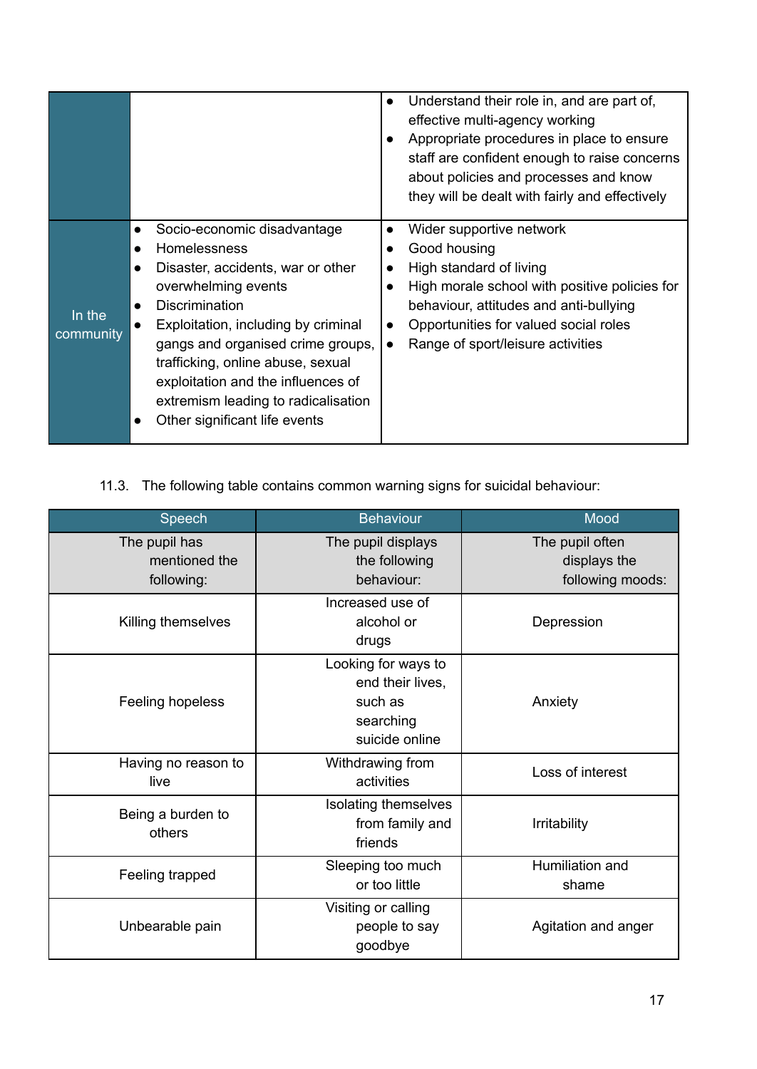| | | |
|---|---|---|
| | | • Understand their role in, and are part of, effective multi-agency working<br>• Appropriate procedures in place to ensure staff are confident enough to raise concerns about policies and processes and know they will be dealt with fairly and effectively |
| In the community | • Socio-economic disadvantage<br>• Homelessness<br>• Disaster, accidents, war or other overwhelming events<br>• Discrimination<br>• Exploitation, including by criminal gangs and organised crime groups, trafficking, online abuse, sexual exploitation and the influences of extremism leading to radicalisation<br>• Other significant life events | • Wider supportive network<br>• Good housing<br>• High standard of living<br>• High morale school with positive policies for behaviour, attitudes and anti-bullying<br>• Opportunities for valued social roles<br>• Range of sport/leisure activities |

11.3. The following table contains common warning signs for suicidal behaviour:

| Speech | Behaviour | Mood |
|---|---|---|
| The pupil has mentioned the following: | The pupil displays the following behaviour: | The pupil often displays the following moods: |
| Killing themselves | Increased use of alcohol or drugs | Depression |
| Feeling hopeless | Looking for ways to end their lives, such as searching suicide online | Anxiety |
| Having no reason to live | Withdrawing from activities | Loss of interest |
| Being a burden to others | Isolating themselves from family and friends | Irritability |
| Feeling trapped | Sleeping too much or too little | Humiliation and shame |
| Unbearable pain | Visiting or calling people to say goodbye | Agitation and anger |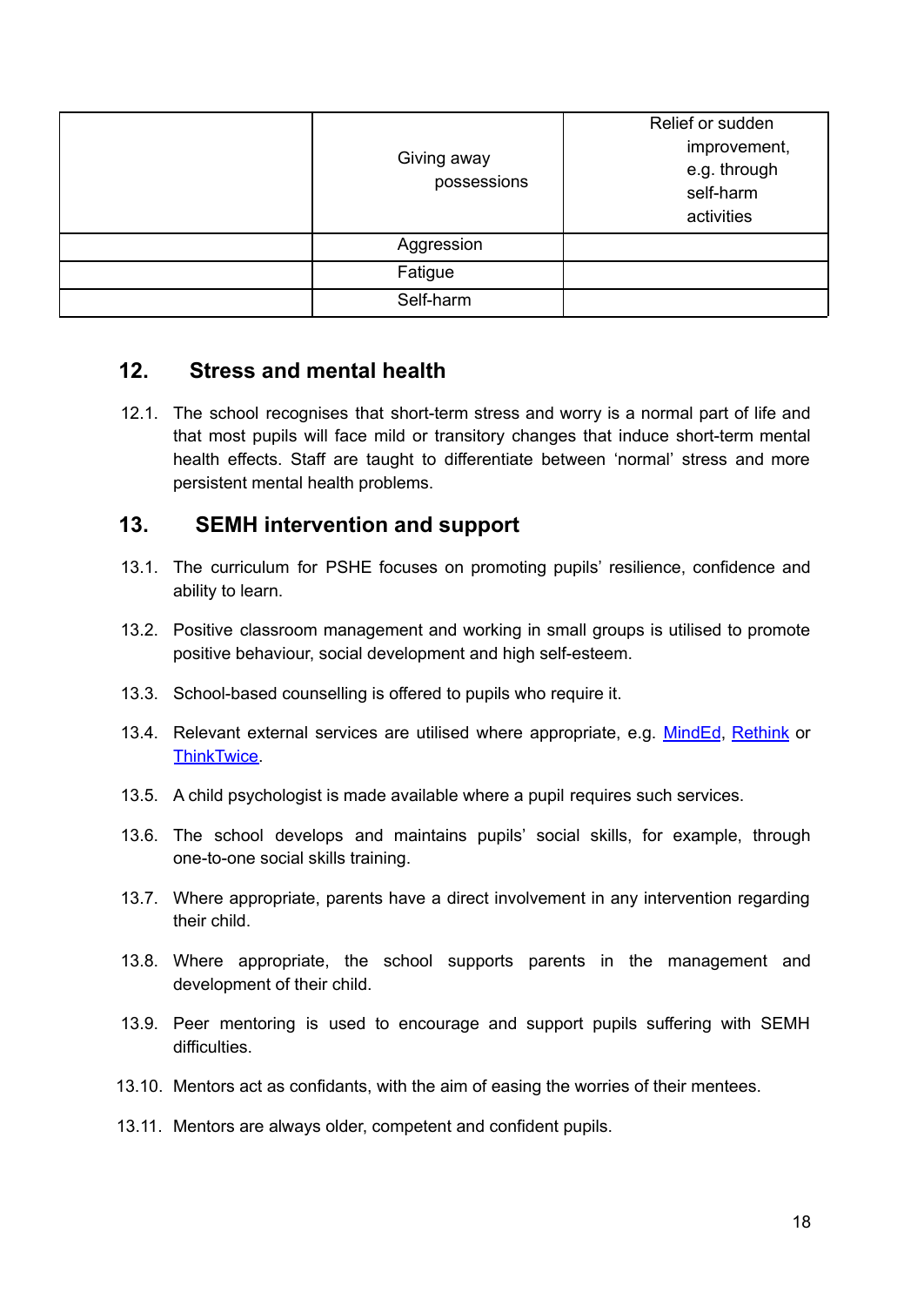| | | |
|---|---|---|
| | Giving away possessions | Relief or sudden improvement, e.g. through self-harm activities |
| | Aggression | |
| | Fatigue | |
| | Self-harm | |

## 12. Stress and mental health

12.1. The school recognises that short-term stress and worry is a normal part of life and that most pupils will face mild or transitory changes that induce short-term mental health effects. Staff are taught to differentiate between 'normal' stress and more persistent mental health problems.

## 13. SEMH intervention and support

13.1. The curriculum for PSHE focuses on promoting pupils' resilience, confidence and ability to learn.

13.2. Positive classroom management and working in small groups is utilised to promote positive behaviour, social development and high self-esteem.

13.3. School-based counselling is offered to pupils who require it.

13.4. Relevant external services are utilised where appropriate, e.g. MindEd, Rethink or ThinkTwice.

13.5. A child psychologist is made available where a pupil requires such services.

13.6. The school develops and maintains pupils' social skills, for example, through one-to-one social skills training.

13.7. Where appropriate, parents have a direct involvement in any intervention regarding their child.

13.8. Where appropriate, the school supports parents in the management and development of their child.

13.9. Peer mentoring is used to encourage and support pupils suffering with SEMH difficulties.

13.10. Mentors act as confidants, with the aim of easing the worries of their mentees.

13.11. Mentors are always older, competent and confident pupils.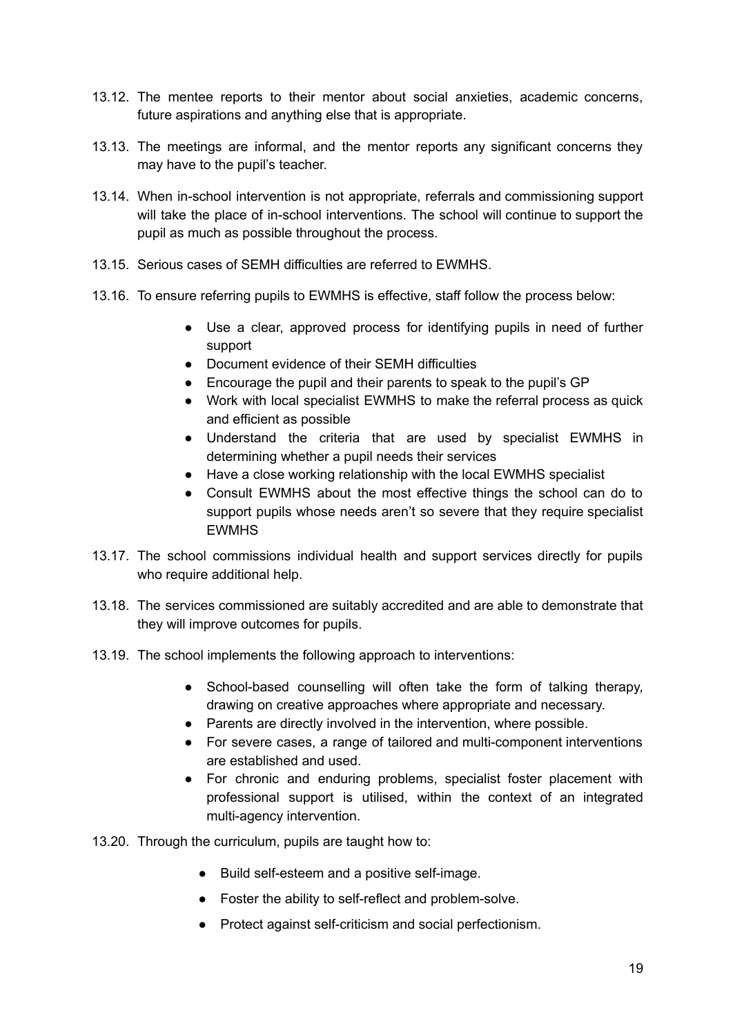13.12. The mentee reports to their mentor about social anxieties, academic concerns, future aspirations and anything else that is appropriate.

13.13. The meetings are informal, and the mentor reports any significant concerns they may have to the pupil's teacher.

13.14. When in-school intervention is not appropriate, referrals and commissioning support will take the place of in-school interventions. The school will continue to support the pupil as much as possible throughout the process.

13.15. Serious cases of SEMH difficulties are referred to EWMHS.

13.16. To ensure referring pupils to EWMHS is effective, staff follow the process below:

- Use a clear, approved process for identifying pupils in need of further support
- Document evidence of their SEMH difficulties
- Encourage the pupil and their parents to speak to the pupil's GP
- Work with local specialist EWMHS to make the referral process as quick and efficient as possible
- Understand the criteria that are used by specialist EWMHS in determining whether a pupil needs their services
- Have a close working relationship with the local EWMHS specialist
- Consult EWMHS about the most effective things the school can do to support pupils whose needs aren't so severe that they require specialist EWMHS

13.17. The school commissions individual health and support services directly for pupils who require additional help.

13.18. The services commissioned are suitably accredited and are able to demonstrate that they will improve outcomes for pupils.

13.19. The school implements the following approach to interventions:

- School-based counselling will often take the form of talking therapy, drawing on creative approaches where appropriate and necessary.
- Parents are directly involved in the intervention, where possible.
- For severe cases, a range of tailored and multi-component interventions are established and used.
- For chronic and enduring problems, specialist foster placement with professional support is utilised, within the context of an integrated multi-agency intervention.

13.20. Through the curriculum, pupils are taught how to:

- Build self-esteem and a positive self-image.
- Foster the ability to self-reflect and problem-solve.
- Protect against self-criticism and social perfectionism.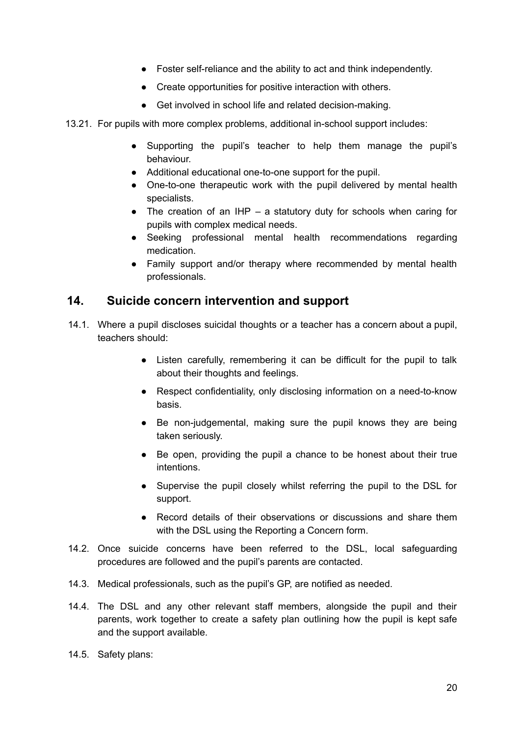- Foster self-reliance and the ability to act and think independently.
- Create opportunities for positive interaction with others.
- Get involved in school life and related decision-making.

13.21. For pupils with more complex problems, additional in-school support includes:

- Supporting the pupil's teacher to help them manage the pupil's behaviour.
- Additional educational one-to-one support for the pupil.
- One-to-one therapeutic work with the pupil delivered by mental health specialists.
- The creation of an IHP – a statutory duty for schools when caring for pupils with complex medical needs.
- Seeking professional mental health recommendations regarding medication.
- Family support and/or therapy where recommended by mental health professionals.

## 14. Suicide concern intervention and support

14.1. Where a pupil discloses suicidal thoughts or a teacher has a concern about a pupil, teachers should:

- Listen carefully, remembering it can be difficult for the pupil to talk about their thoughts and feelings.
- Respect confidentiality, only disclosing information on a need-to-know basis.
- Be non-judgemental, making sure the pupil knows they are being taken seriously.
- Be open, providing the pupil a chance to be honest about their true intentions.
- Supervise the pupil closely whilst referring the pupil to the DSL for support.
- Record details of their observations or discussions and share them with the DSL using the Reporting a Concern form.

14.2. Once suicide concerns have been referred to the DSL, local safeguarding procedures are followed and the pupil's parents are contacted.

14.3. Medical professionals, such as the pupil's GP, are notified as needed.

14.4. The DSL and any other relevant staff members, alongside the pupil and their parents, work together to create a safety plan outlining how the pupil is kept safe and the support available.

14.5. Safety plans: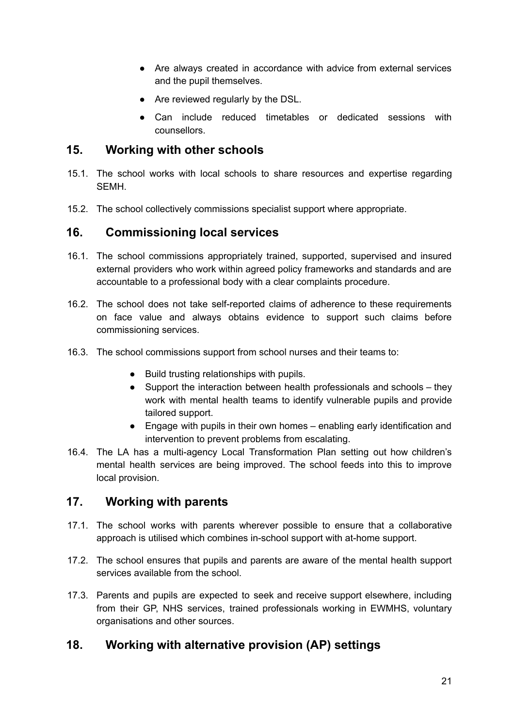- Are always created in accordance with advice from external services and the pupil themselves.
- Are reviewed regularly by the DSL.
- Can include reduced timetables or dedicated sessions with counsellors.

## 15. Working with other schools

15.1. The school works with local schools to share resources and expertise regarding SEMH.

15.2. The school collectively commissions specialist support where appropriate.

## 16. Commissioning local services

16.1. The school commissions appropriately trained, supported, supervised and insured external providers who work within agreed policy frameworks and standards and are accountable to a professional body with a clear complaints procedure.

16.2. The school does not take self-reported claims of adherence to these requirements on face value and always obtains evidence to support such claims before commissioning services.

16.3. The school commissions support from school nurses and their teams to:

- Build trusting relationships with pupils.
- Support the interaction between health professionals and schools – they work with mental health teams to identify vulnerable pupils and provide tailored support.
- Engage with pupils in their own homes – enabling early identification and intervention to prevent problems from escalating.

16.4. The LA has a multi-agency Local Transformation Plan setting out how children's mental health services are being improved. The school feeds into this to improve local provision.

## 17. Working with parents

17.1. The school works with parents wherever possible to ensure that a collaborative approach is utilised which combines in-school support with at-home support.

17.2. The school ensures that pupils and parents are aware of the mental health support services available from the school.

17.3. Parents and pupils are expected to seek and receive support elsewhere, including from their GP, NHS services, trained professionals working in EWMHS, voluntary organisations and other sources.

## 18. Working with alternative provision (AP) settings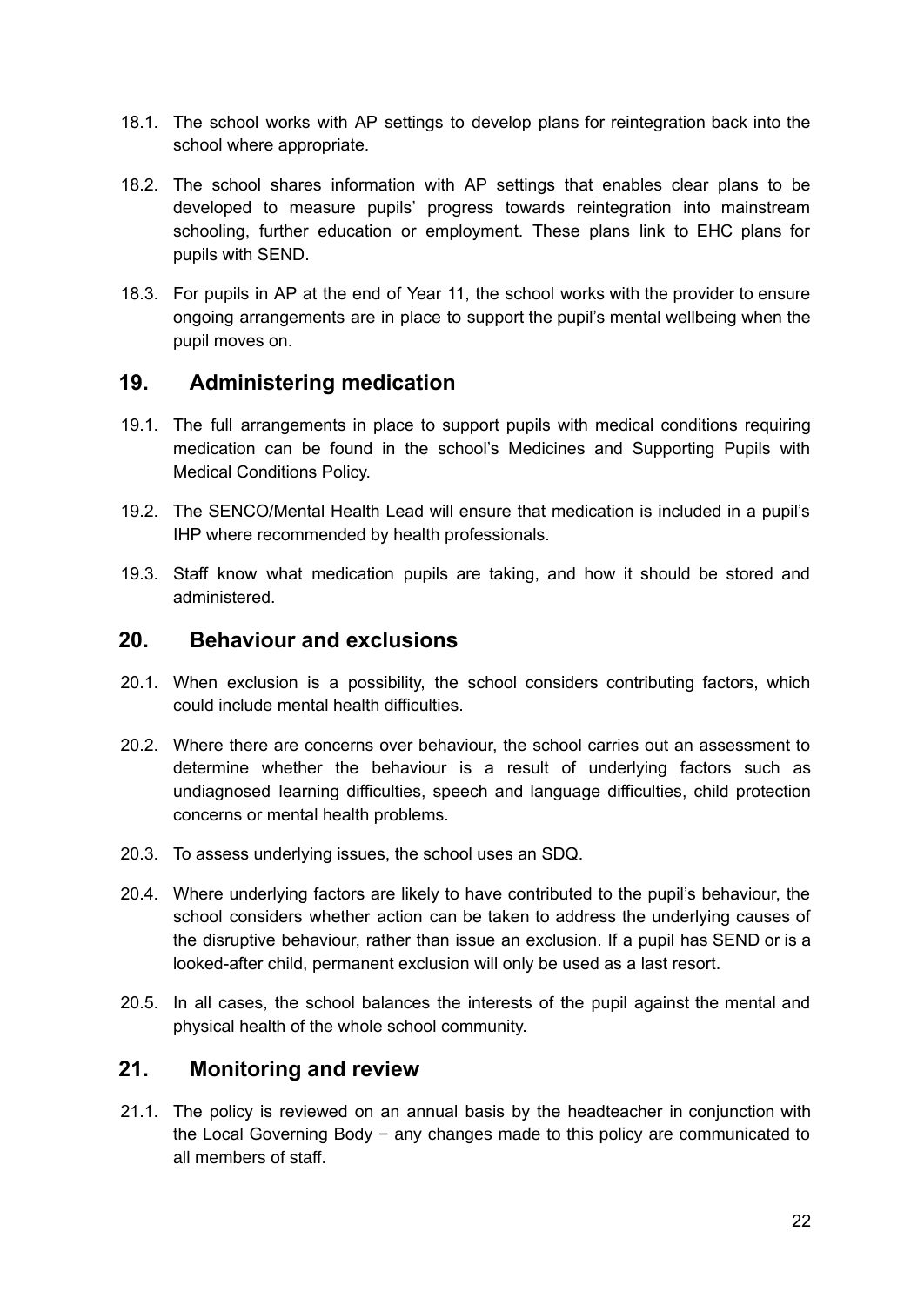18.1. The school works with AP settings to develop plans for reintegration back into the school where appropriate.

18.2. The school shares information with AP settings that enables clear plans to be developed to measure pupils' progress towards reintegration into mainstream schooling, further education or employment. These plans link to EHC plans for pupils with SEND.

18.3. For pupils in AP at the end of Year 11, the school works with the provider to ensure ongoing arrangements are in place to support the pupil's mental wellbeing when the pupil moves on.

## 19. Administering medication

19.1. The full arrangements in place to support pupils with medical conditions requiring medication can be found in the school's Medicines and Supporting Pupils with Medical Conditions Policy.

19.2. The SENCO/Mental Health Lead will ensure that medication is included in a pupil's IHP where recommended by health professionals.

19.3. Staff know what medication pupils are taking, and how it should be stored and administered.

## 20. Behaviour and exclusions

20.1. When exclusion is a possibility, the school considers contributing factors, which could include mental health difficulties.

20.2. Where there are concerns over behaviour, the school carries out an assessment to determine whether the behaviour is a result of underlying factors such as undiagnosed learning difficulties, speech and language difficulties, child protection concerns or mental health problems.

20.3. To assess underlying issues, the school uses an SDQ.

20.4. Where underlying factors are likely to have contributed to the pupil's behaviour, the school considers whether action can be taken to address the underlying causes of the disruptive behaviour, rather than issue an exclusion. If a pupil has SEND or is a looked-after child, permanent exclusion will only be used as a last resort.

20.5. In all cases, the school balances the interests of the pupil against the mental and physical health of the whole school community.

## 21. Monitoring and review

21.1. The policy is reviewed on an annual basis by the headteacher in conjunction with the Local Governing Body − any changes made to this policy are communicated to all members of staff.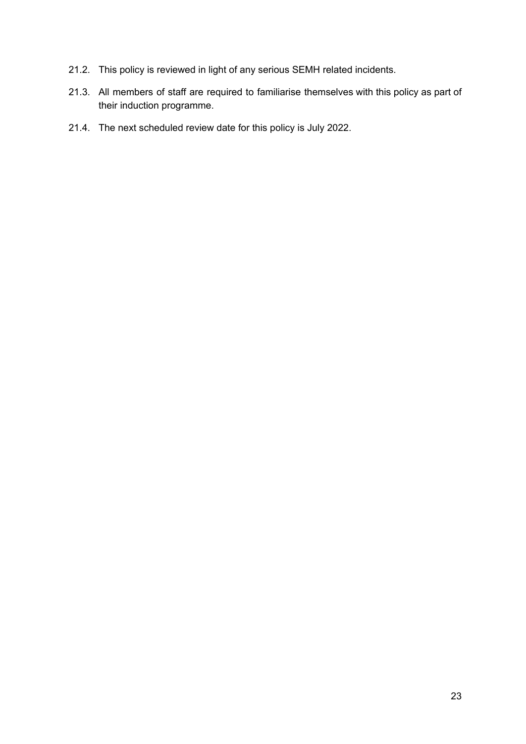21.2. This policy is reviewed in light of any serious SEMH related incidents.

21.3. All members of staff are required to familiarise themselves with this policy as part of their induction programme.

21.4. The next scheduled review date for this policy is July 2022.